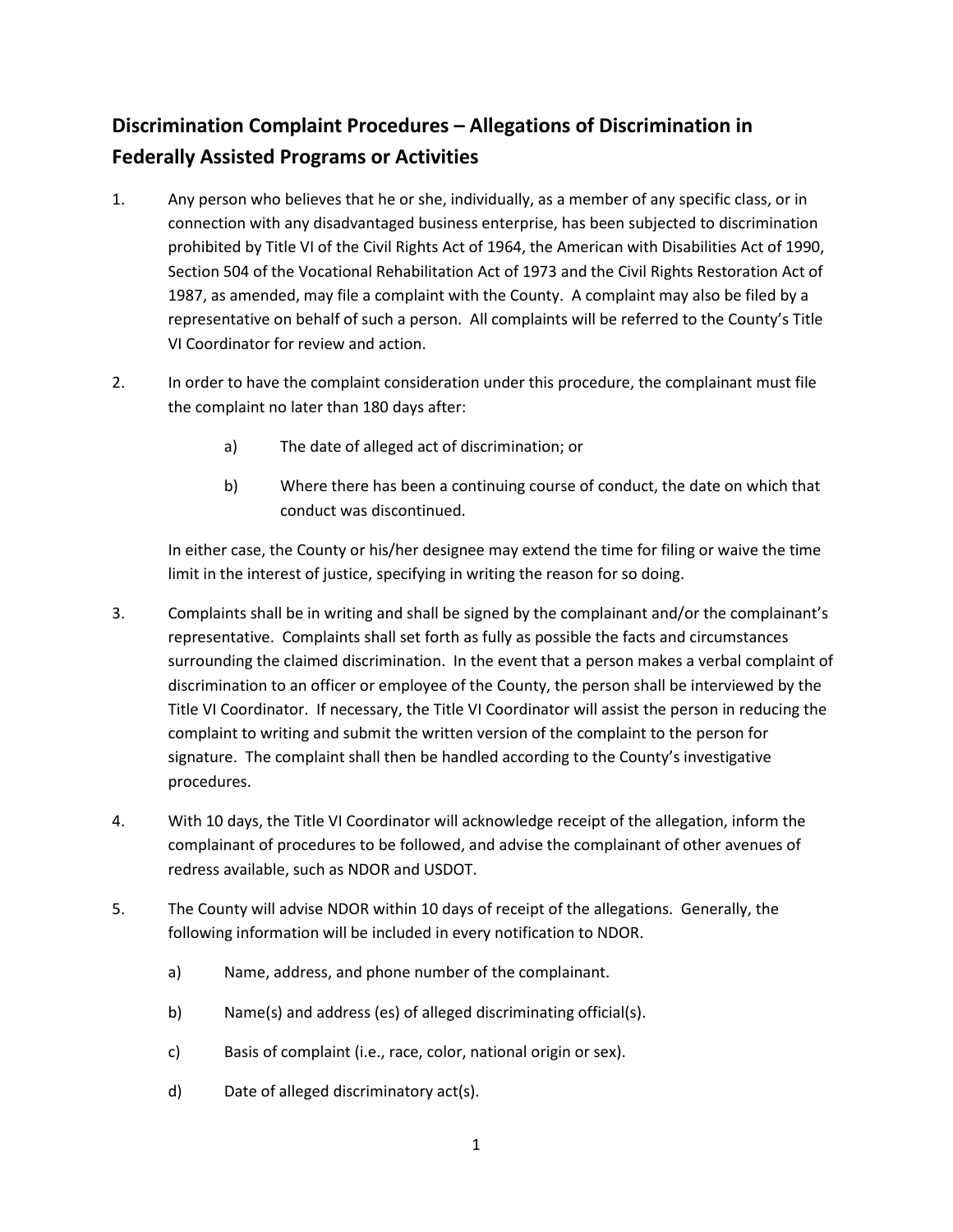## Discrimination Complaint Procedures – Allegations of Discrimination in Federally Assisted Programs or Activities

1. Any person who believes that he or she, individually, as a member of any specific class, or in connection with any disadvantaged business enterprise, has been subjected to discrimination prohibited by Title VI of the Civil Rights Act of 1964, the American with Disabilities Act of 1990, Section 504 of the Vocational Rehabilitation Act of 1973 and the Civil Rights Restoration Act of 1987, as amended, may file a complaint with the County. A complaint may also be filed by a representative on behalf of such a person. All complaints will be referred to the County's Title VI Coordinator for review and action.

2. In order to have the complaint consideration under this procedure, the complainant must file the complaint no later than 180 days after:

   a) The date of alleged act of discrimination; or

   b) Where there has been a continuing course of conduct, the date on which that conduct was discontinued.

   In either case, the County or his/her designee may extend the time for filing or waive the time limit in the interest of justice, specifying in writing the reason for so doing.

3. Complaints shall be in writing and shall be signed by the complainant and/or the complainant's representative. Complaints shall set forth as fully as possible the facts and circumstances surrounding the claimed discrimination. In the event that a person makes a verbal complaint of discrimination to an officer or employee of the County, the person shall be interviewed by the Title VI Coordinator. If necessary, the Title VI Coordinator will assist the person in reducing the complaint to writing and submit the written version of the complaint to the person for signature. The complaint shall then be handled according to the County's investigative procedures.

4. With 10 days, the Title VI Coordinator will acknowledge receipt of the allegation, inform the complainant of procedures to be followed, and advise the complainant of other avenues of redress available, such as NDOR and USDOT.

5. The County will advise NDOR within 10 days of receipt of the allegations. Generally, the following information will be included in every notification to NDOR.

   a) Name, address, and phone number of the complainant.

   b) Name(s) and address (es) of alleged discriminating official(s).

   c) Basis of complaint (i.e., race, color, national origin or sex).

   d) Date of alleged discriminatory act(s).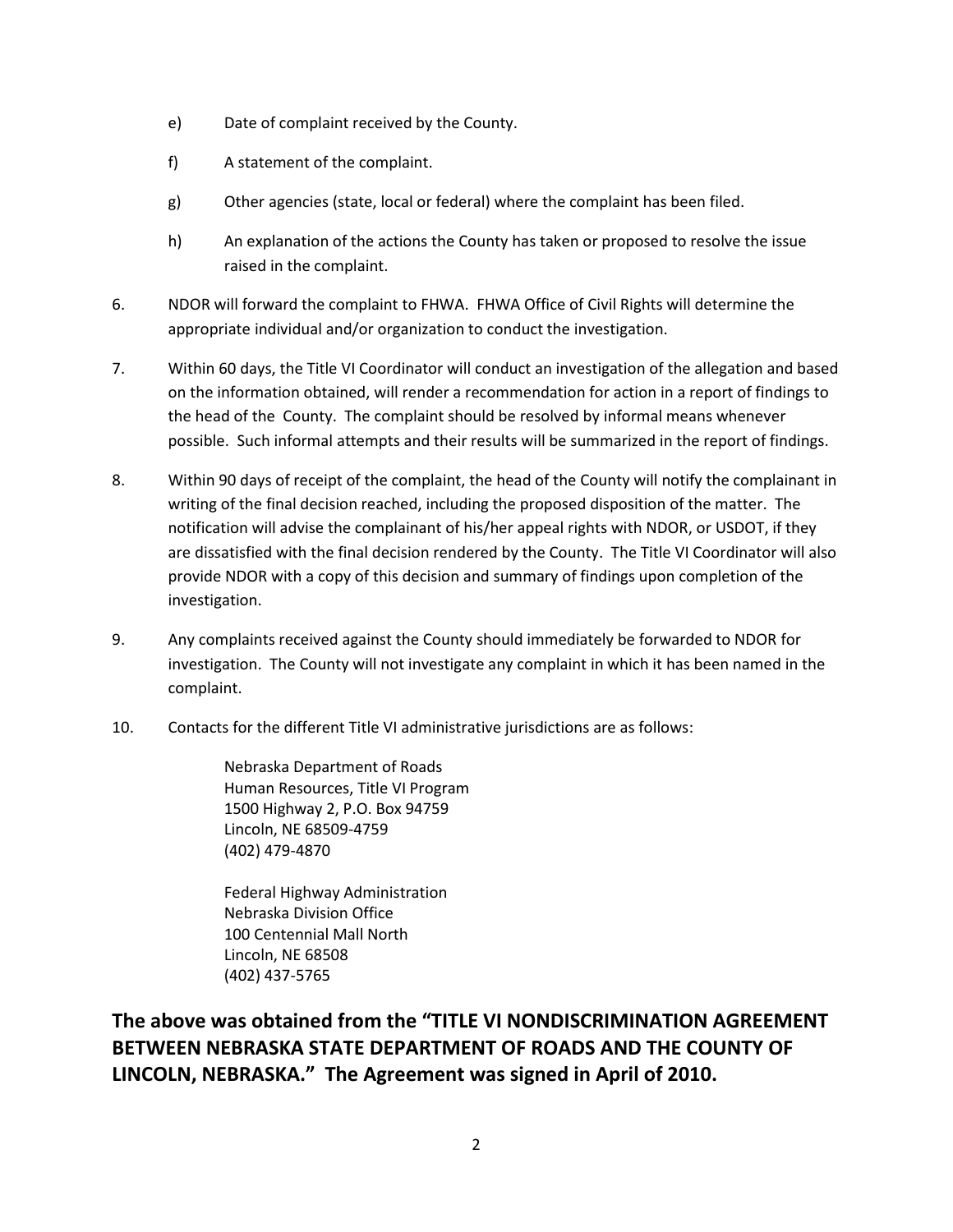e) Date of complaint received by the County.

f) A statement of the complaint.

g) Other agencies (state, local or federal) where the complaint has been filed.

h) An explanation of the actions the County has taken or proposed to resolve the issue raised in the complaint.

6. NDOR will forward the complaint to FHWA. FHWA Office of Civil Rights will determine the appropriate individual and/or organization to conduct the investigation.

7. Within 60 days, the Title VI Coordinator will conduct an investigation of the allegation and based on the information obtained, will render a recommendation for action in a report of findings to the head of the County. The complaint should be resolved by informal means whenever possible. Such informal attempts and their results will be summarized in the report of findings.

8. Within 90 days of receipt of the complaint, the head of the County will notify the complainant in writing of the final decision reached, including the proposed disposition of the matter. The notification will advise the complainant of his/her appeal rights with NDOR, or USDOT, if they are dissatisfied with the final decision rendered by the County. The Title VI Coordinator will also provide NDOR with a copy of this decision and summary of findings upon completion of the investigation.

9. Any complaints received against the County should immediately be forwarded to NDOR for investigation. The County will not investigate any complaint in which it has been named in the complaint.

10. Contacts for the different Title VI administrative jurisdictions are as follows:

    Nebraska Department of Roads
    Human Resources, Title VI Program
    1500 Highway 2, P.O. Box 94759
    Lincoln, NE 68509-4759
    (402) 479-4870

    Federal Highway Administration
    Nebraska Division Office
    100 Centennial Mall North
    Lincoln, NE 68508
    (402) 437-5765

**The above was obtained from the "TITLE VI NONDISCRIMINATION AGREEMENT BETWEEN NEBRASKA STATE DEPARTMENT OF ROADS AND THE COUNTY OF LINCOLN, NEBRASKA." The Agreement was signed in April of 2010.**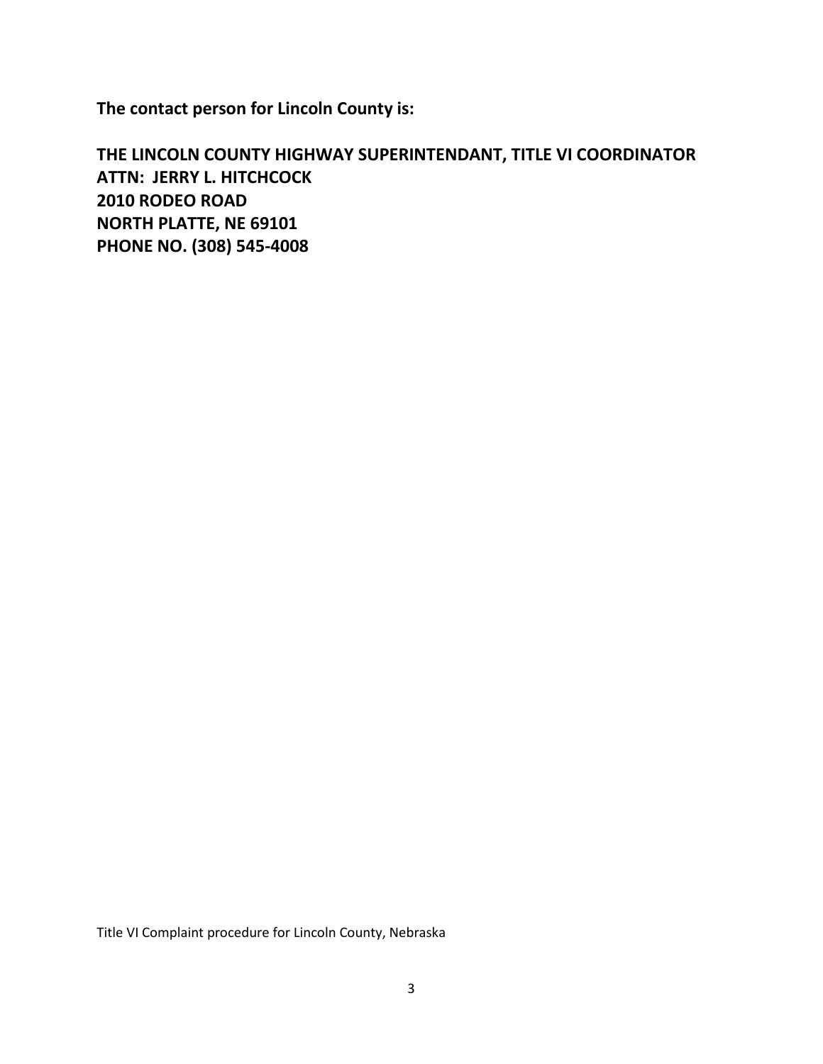**The contact person for Lincoln County is:**

**THE LINCOLN COUNTY HIGHWAY SUPERINTENDANT, TITLE VI COORDINATOR**
**ATTN: JERRY L. HITCHCOCK**
**2010 RODEO ROAD**
**NORTH PLATTE, NE 69101**
**PHONE NO. (308) 545-4008**